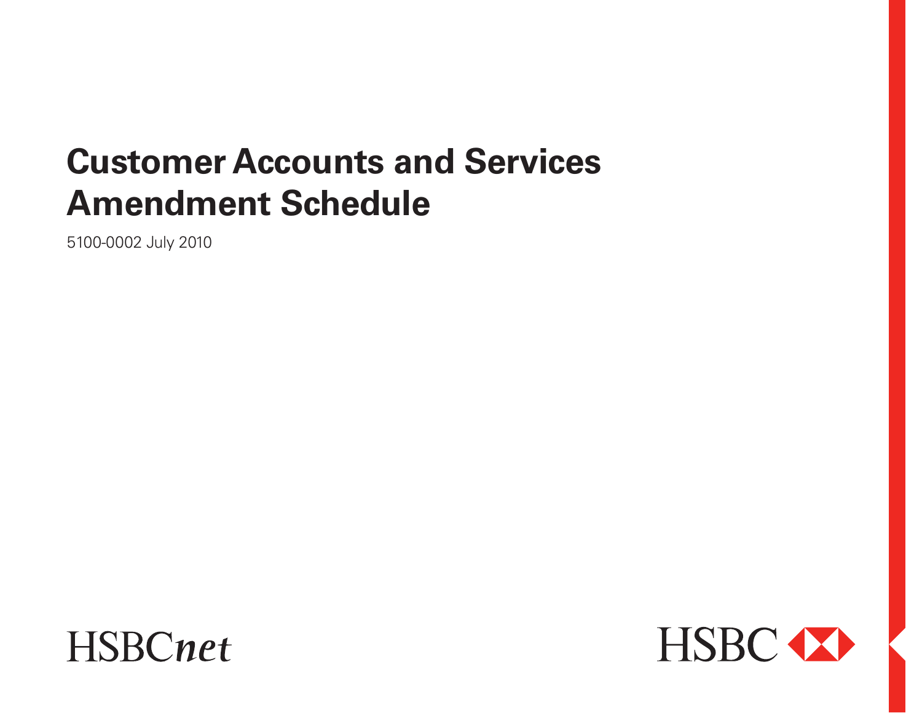# Customer Accounts and Services Amendment Schedule

5100-0002 July 2010

HSBC*net*

HSBC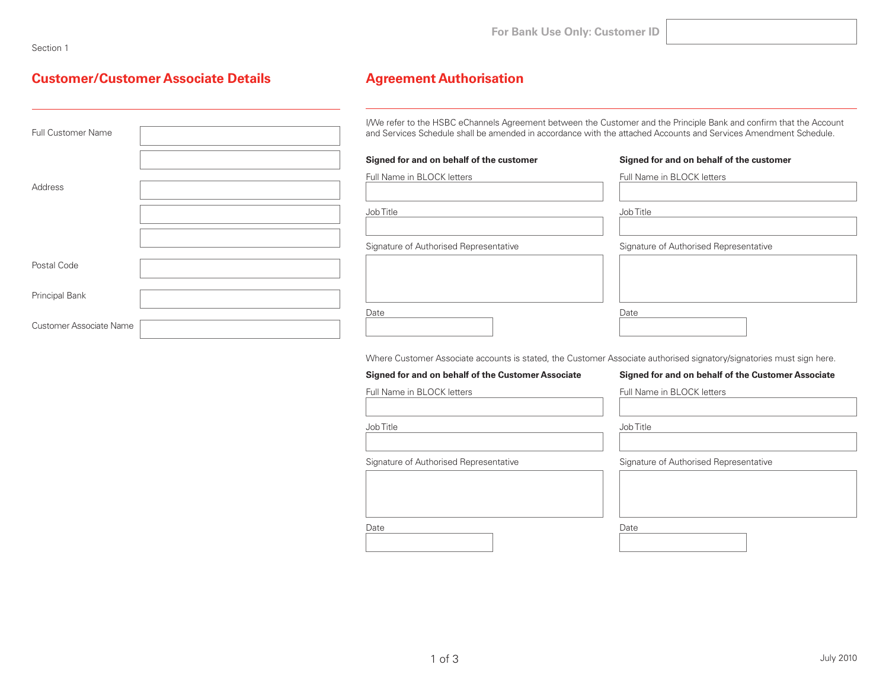For Bank Use Only: Customer ID

Section 1

## Customer/Customer Associate Details

Full Customer Name

Address

Postal Code

Principal Bank

Customer Associate Name

## Agreement Authorisation

I/We refer to the HSBC eChannels Agreement between the Customer and the Principle Bank and confirm that the Account and Services Schedule shall be amended in accordance with the attached Accounts and Services Amendment Schedule.

**Signed for and on behalf of the customer**

Full Name in BLOCK letters

Job Title

Signature of Authorised Representative

Date

**Signed for and on behalf of the customer**

Full Name in BLOCK letters

Job Title

Signature of Authorised Representative

Date

Where Customer Associate accounts is stated, the Customer Associate authorised signatory/signatories must sign here.

**Signed for and on behalf of the Customer Associate**

Full Name in BLOCK letters

Job Title

Signature of Authorised Representative

Date

**Signed for and on behalf of the Customer Associate**

Full Name in BLOCK letters

Job Title

Signature of Authorised Representative

Date

July 2010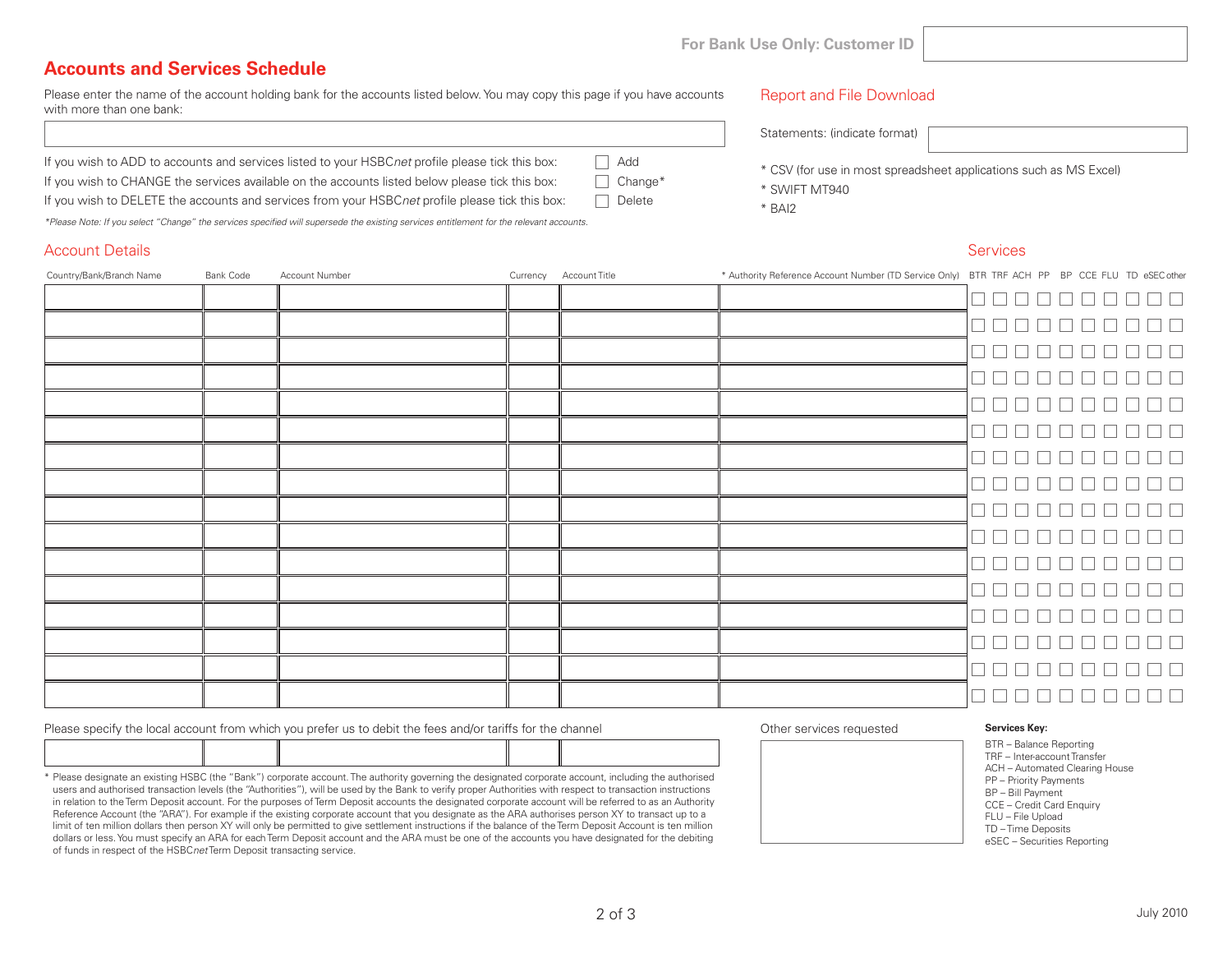For Bank Use Only: Customer ID

## Accounts and Services Schedule

Please enter the name of the account holding bank for the accounts listed below. You may copy this page if you have accounts with more than one bank:

If you wish to ADD to accounts and services listed to your HSBC*net* profile please tick this box: ☐ Add

If you wish to CHANGE the services available on the accounts listed below please tick this box: ☐ Change*

If you wish to DELETE the accounts and services from your HSBC*net* profile please tick this box: ☐ Delete

*\*Please Note: If you select "Change" the services specified will supersede the existing services entitlement for the relevant accounts.*

### Report and File Download

Statements: (indicate format)

* CSV (for use in most spreadsheet applications such as MS Excel)
* SWIFT MT940
* BAI2

### Account Details

### Services

| Country/Bank/Branch Name | Bank Code | Account Number | Currency | Account Title | * Authority Reference Account Number (TD Service Only) | BTR | TRF | ACH | PP | BP | CCE | FLU | TD | eSEC | other |
|---|---|---|---|---|---|---|---|---|---|---|---|---|---|---|---|
| | | | | | | ☐ | ☐ | ☐ | ☐ | ☐ | ☐ | ☐ | ☐ | ☐ | ☐ |
| | | | | | | ☐ | ☐ | ☐ | ☐ | ☐ | ☐ | ☐ | ☐ | ☐ | ☐ |
| | | | | | | ☐ | ☐ | ☐ | ☐ | ☐ | ☐ | ☐ | ☐ | ☐ | ☐ |
| | | | | | | ☐ | ☐ | ☐ | ☐ | ☐ | ☐ | ☐ | ☐ | ☐ | ☐ |
| | | | | | | ☐ | ☐ | ☐ | ☐ | ☐ | ☐ | ☐ | ☐ | ☐ | ☐ |
| | | | | | | ☐ | ☐ | ☐ | ☐ | ☐ | ☐ | ☐ | ☐ | ☐ | ☐ |
| | | | | | | ☐ | ☐ | ☐ | ☐ | ☐ | ☐ | ☐ | ☐ | ☐ | ☐ |
| | | | | | | ☐ | ☐ | ☐ | ☐ | ☐ | ☐ | ☐ | ☐ | ☐ | ☐ |
| | | | | | | ☐ | ☐ | ☐ | ☐ | ☐ | ☐ | ☐ | ☐ | ☐ | ☐ |
| | | | | | | ☐ | ☐ | ☐ | ☐ | ☐ | ☐ | ☐ | ☐ | ☐ | ☐ |
| | | | | | | ☐ | ☐ | ☐ | ☐ | ☐ | ☐ | ☐ | ☐ | ☐ | ☐ |
| | | | | | | ☐ | ☐ | ☐ | ☐ | ☐ | ☐ | ☐ | ☐ | ☐ | ☐ |
| | | | | | | ☐ | ☐ | ☐ | ☐ | ☐ | ☐ | ☐ | ☐ | ☐ | ☐ |
| | | | | | | ☐ | ☐ | ☐ | ☐ | ☐ | ☐ | ☐ | ☐ | ☐ | ☐ |
| | | | | | | ☐ | ☐ | ☐ | ☐ | ☐ | ☐ | ☐ | ☐ | ☐ | ☐ |
| | | | | | | ☐ | ☐ | ☐ | ☐ | ☐ | ☐ | ☐ | ☐ | ☐ | ☐ |

Please specify the local account from which you prefer us to debit the fees and/or tariffs for the channel

| | | | | |
|---|---|---|---|---|
| | | | | |

\* Please designate an existing HSBC (the "Bank") corporate account. The authority governing the designated corporate account, including the authorised users and authorised transaction levels (the "Authorities"), will be used by the Bank to verify proper Authorities with respect to transaction instructions in relation to the Term Deposit account. For the purposes of Term Deposit accounts the designated corporate account will be referred to as an Authority Reference Account (the "ARA"). For example if the existing corporate account that you designate as the ARA authorises person XY to transact up to a limit of ten million dollars then person XY will only be permitted to give settlement instructions if the balance of the Term Deposit Account is ten million dollars or less. You must specify an ARA for each Term Deposit account and the ARA must be one of the accounts you have designated for the debiting of funds in respect of the HSBC*net* Term Deposit transacting service.

Other services requested

**Services Key:**

- BTR – Balance Reporting
- TRF – Inter-account Transfer
- ACH – Automated Clearing House
- PP – Priority Payments
- BP – Bill Payment
- CCE – Credit Card Enquiry
- FLU – File Upload
- TD – Time Deposits
- eSEC – Securities Reporting

July 2010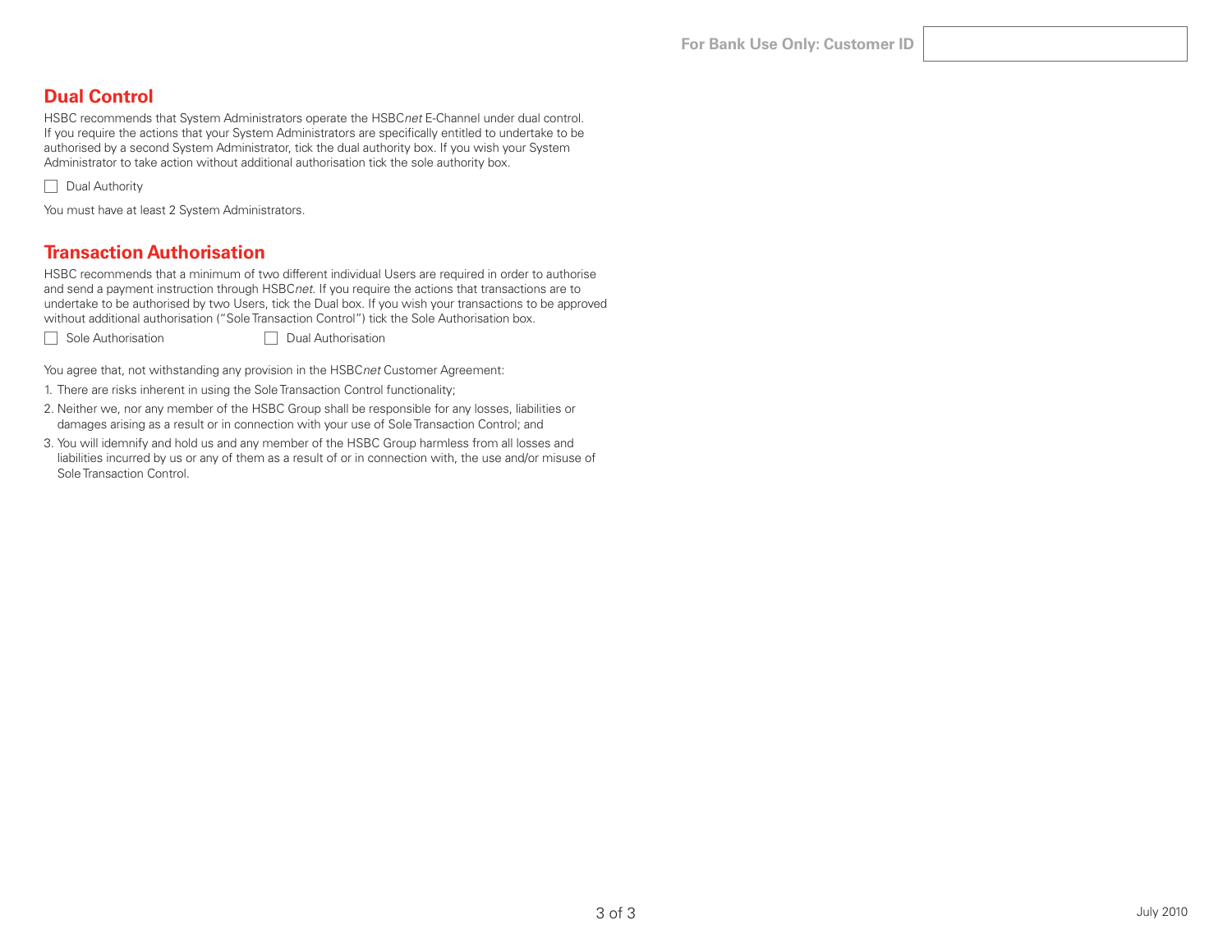For Bank Use Only: Customer ID

## Dual Control

HSBC recommends that System Administrators operate the HSBC*net* E-Channel under dual control. If you require the actions that your System Administrators are specifically entitled to undertake to be authorised by a second System Administrator, tick the dual authority box. If you wish your System Administrator to take action without additional authorisation tick the sole authority box.

☐ Dual Authority

You must have at least 2 System Administrators.

## Transaction Authorisation

HSBC recommends that a minimum of two different individual Users are required in order to authorise and send a payment instruction through HSBC*net*. If you require the actions that transactions are to undertake to be authorised by two Users, tick the Dual box. If you wish your transactions to be approved without additional authorisation ("Sole Transaction Control") tick the Sole Authorisation box.

☐ Sole Authorisation ☐ Dual Authorisation

You agree that, not withstanding any provision in the HSBC*net* Customer Agreement:

1. There are risks inherent in using the Sole Transaction Control functionality;
2. Neither we, nor any member of the HSBC Group shall be responsible for any losses, liabilities or damages arising as a result or in connection with your use of Sole Transaction Control; and
3. You will idemnify and hold us and any member of the HSBC Group harmless from all losses and liabilities incurred by us or any of them as a result of or in connection with, the use and/or misuse of Sole Transaction Control.

July 2010